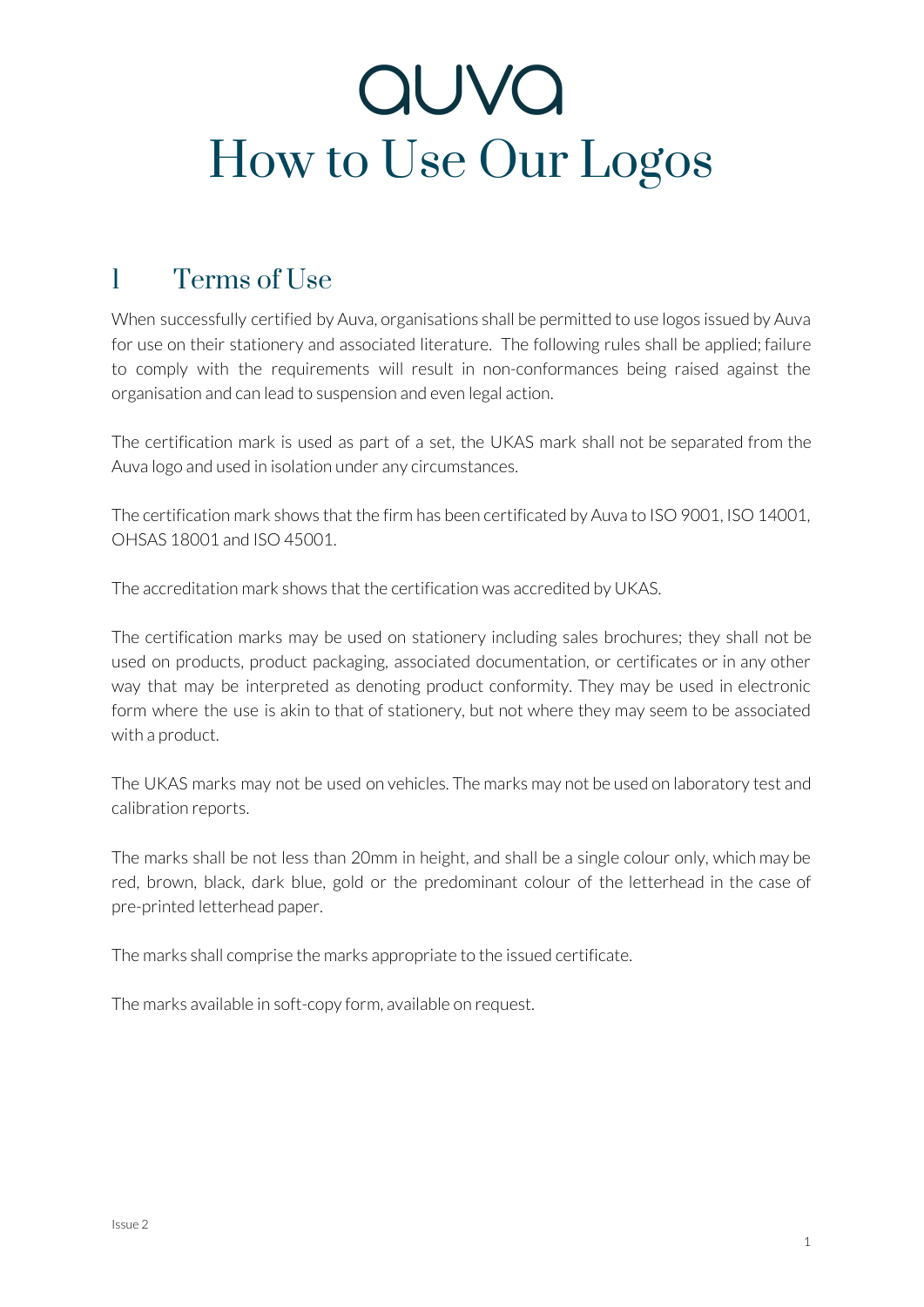# auva
# How to Use Our Logos

## 1 Terms of Use

When successfully certified by Auva, organisations shall be permitted to use logos issued by Auva for use on their stationery and associated literature. The following rules shall be applied; failure to comply with the requirements will result in non-conformances being raised against the organisation and can lead to suspension and even legal action.

The certification mark is used as part of a set, the UKAS mark shall not be separated from the Auva logo and used in isolation under any circumstances.

The certification mark shows that the firm has been certificated by Auva to ISO 9001, ISO 14001, OHSAS 18001 and ISO 45001.

The accreditation mark shows that the certification was accredited by UKAS.

The certification marks may be used on stationery including sales brochures; they shall not be used on products, product packaging, associated documentation, or certificates or in any other way that may be interpreted as denoting product conformity. They may be used in electronic form where the use is akin to that of stationery, but not where they may seem to be associated with a product.

The UKAS marks may not be used on vehicles. The marks may not be used on laboratory test and calibration reports.

The marks shall be not less than 20mm in height, and shall be a single colour only, which may be red, brown, black, dark blue, gold or the predominant colour of the letterhead in the case of pre-printed letterhead paper.

The marks shall comprise the marks appropriate to the issued certificate.

The marks available in soft-copy form, available on request.

Issue 2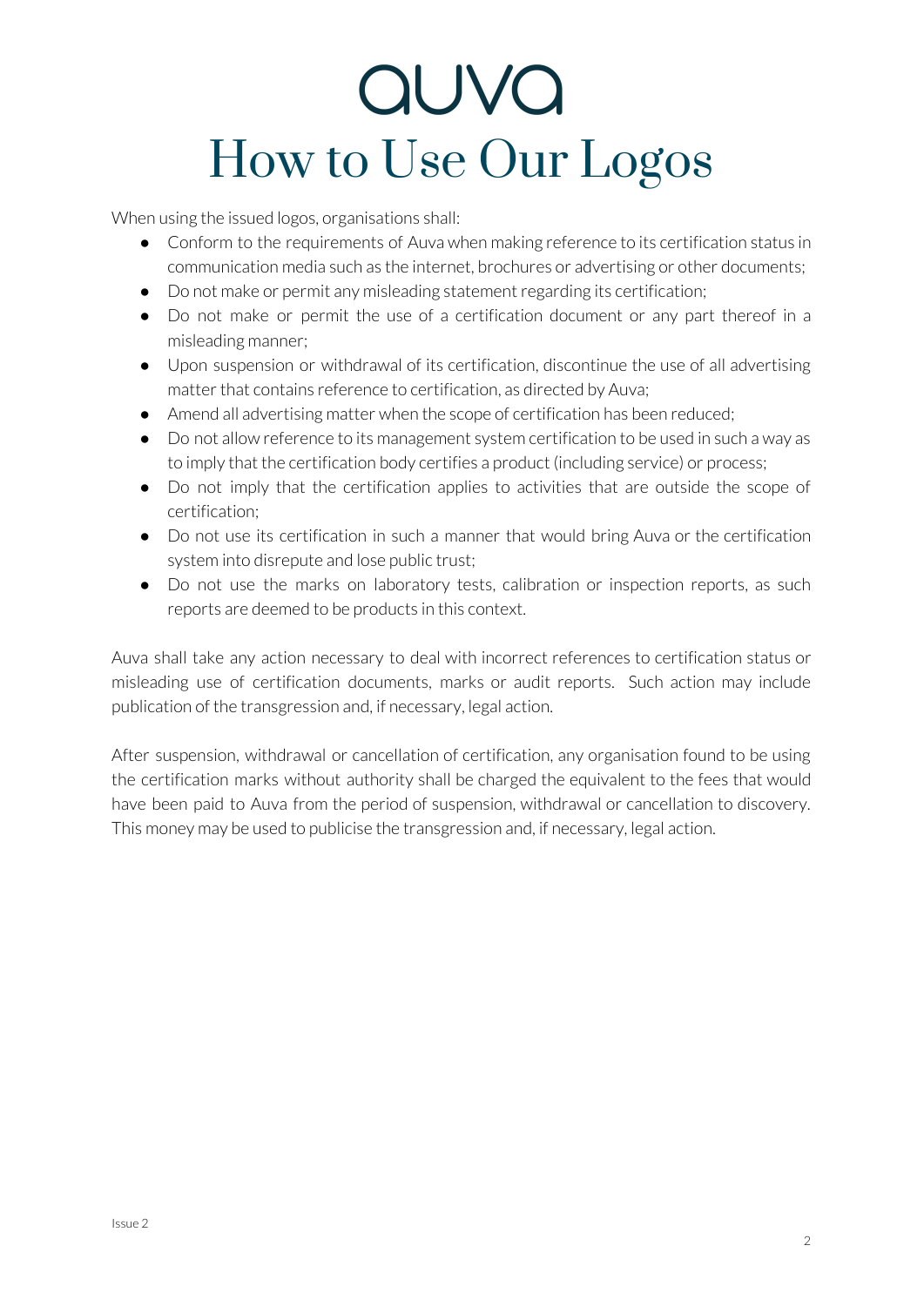# auva

# How to Use Our Logos

When using the issued logos, organisations shall:

- Conform to the requirements of Auva when making reference to its certification status in communication media such as the internet, brochures or advertising or other documents;
- Do not make or permit any misleading statement regarding its certification;
- Do not make or permit the use of a certification document or any part thereof in a misleading manner;
- Upon suspension or withdrawal of its certification, discontinue the use of all advertising matter that contains reference to certification, as directed by Auva;
- Amend all advertising matter when the scope of certification has been reduced;
- Do not allow reference to its management system certification to be used in such a way as to imply that the certification body certifies a product (including service) or process;
- Do not imply that the certification applies to activities that are outside the scope of certification;
- Do not use its certification in such a manner that would bring Auva or the certification system into disrepute and lose public trust;
- Do not use the marks on laboratory tests, calibration or inspection reports, as such reports are deemed to be products in this context.

Auva shall take any action necessary to deal with incorrect references to certification status or misleading use of certification documents, marks or audit reports. Such action may include publication of the transgression and, if necessary, legal action.

After suspension, withdrawal or cancellation of certification, any organisation found to be using the certification marks without authority shall be charged the equivalent to the fees that would have been paid to Auva from the period of suspension, withdrawal or cancellation to discovery. This money may be used to publicise the transgression and, if necessary, legal action.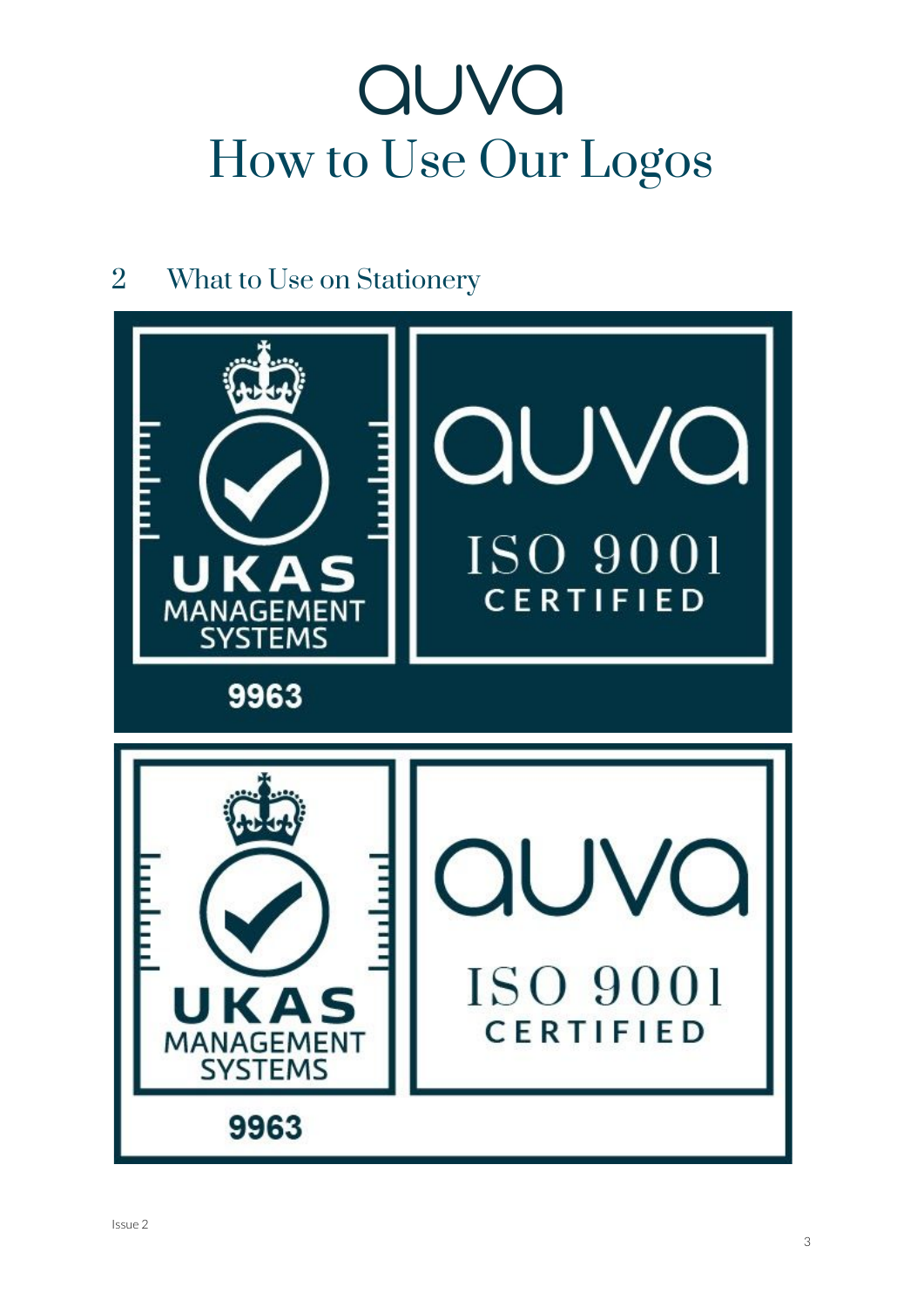# auva
# How to Use Our Logos

## 2 What to Use on Stationery

UKAS MANAGEMENT SYSTEMS

9963

auva

ISO 9001 CERTIFIED

UKAS MANAGEMENT SYSTEMS

9963

auva

ISO 9001 CERTIFIED

Issue 2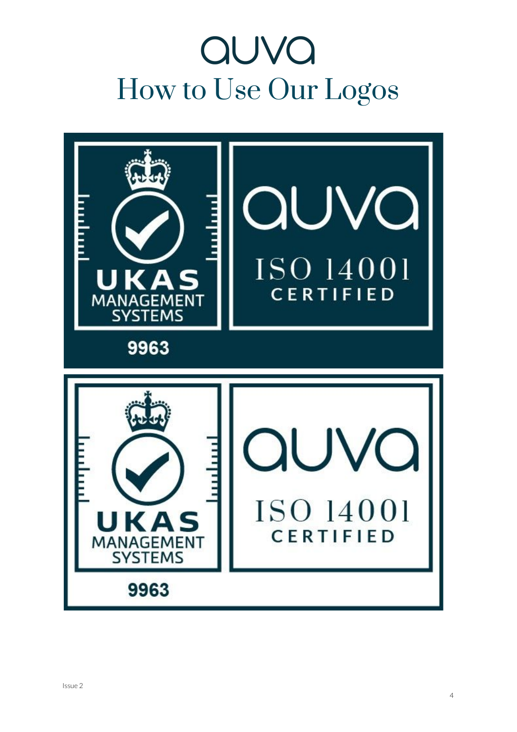# auva

## How to Use Our Logos

UKAS MANAGEMENT SYSTEMS

9963

auva

ISO 14001

CERTIFIED

UKAS MANAGEMENT SYSTEMS

9963

auva

ISO 14001

CERTIFIED

Issue 2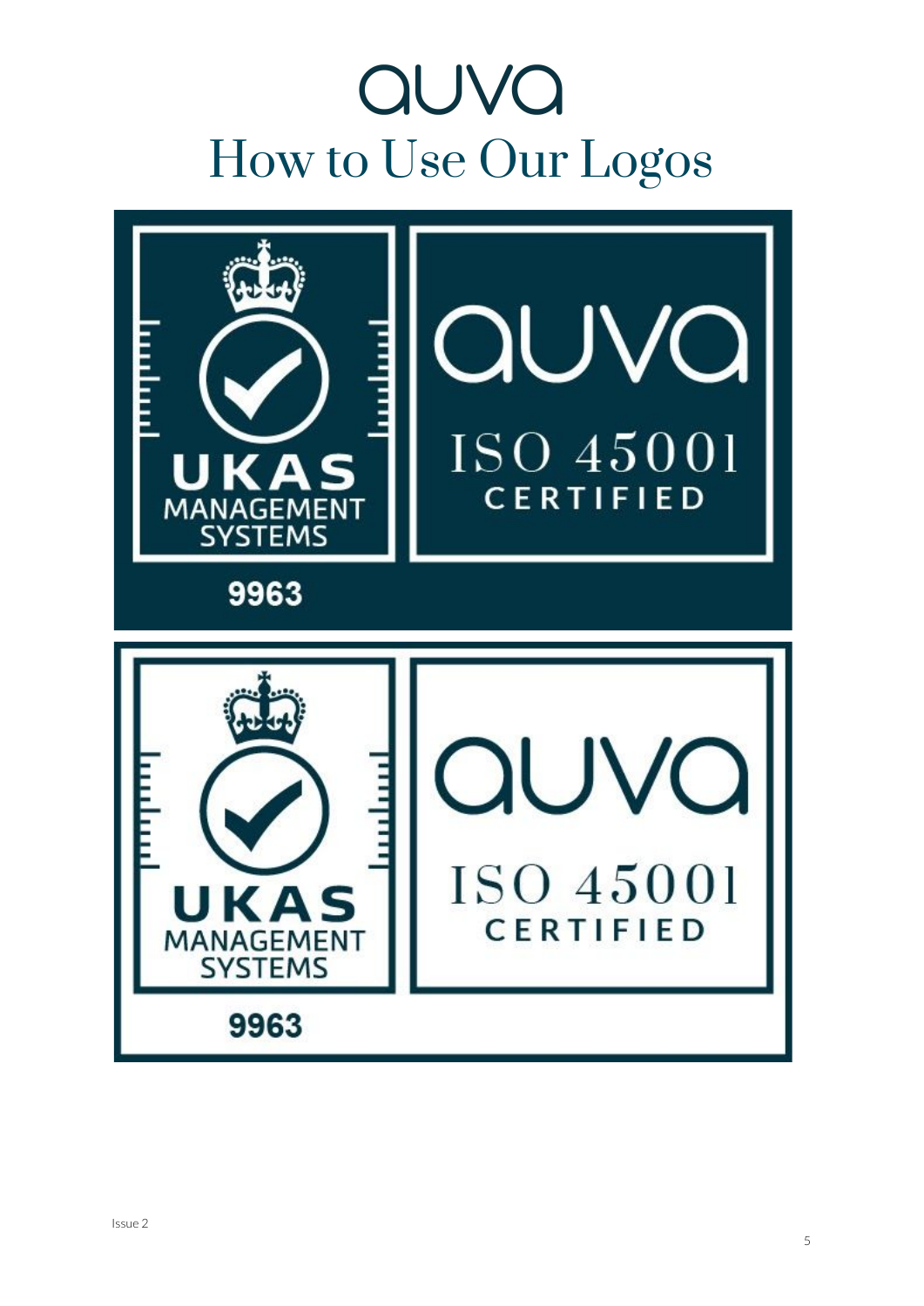auva

# How to Use Our Logos

UKAS MANAGEMENT SYSTEMS

9963

auva

ISO 45001

CERTIFIED

UKAS MANAGEMENT SYSTEMS

9963

auva

ISO 45001

CERTIFIED

Issue 2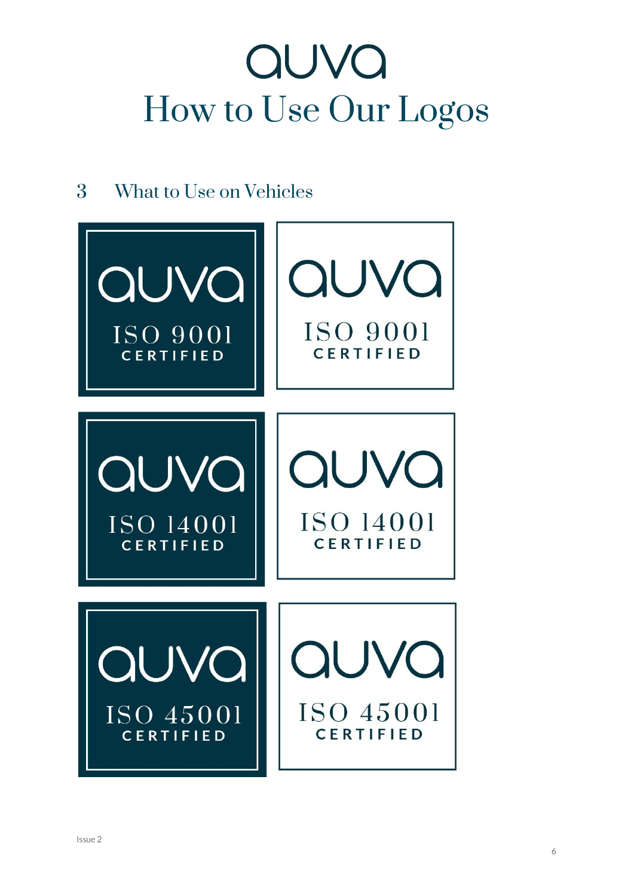# auva

# How to Use Our Logos

## 3 What to Use on Vehicles

auva
ISO 9001
CERTIFIED

auva
ISO 9001
CERTIFIED

auva
ISO 14001
CERTIFIED

auva
ISO 14001
CERTIFIED

auva
ISO 45001
CERTIFIED

auva
ISO 45001
CERTIFIED

Issue 2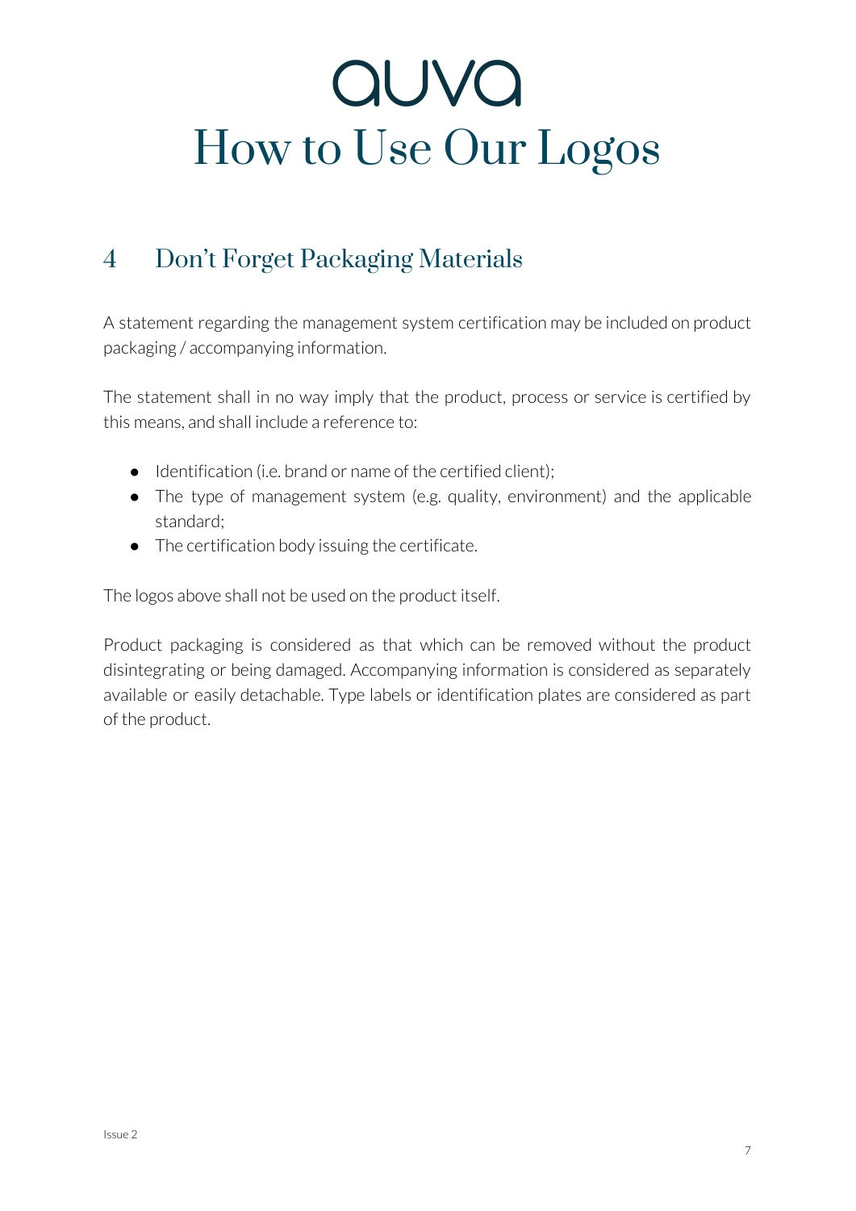# auva
# How to Use Our Logos

## 4 Don't Forget Packaging Materials

A statement regarding the management system certification may be included on product packaging / accompanying information.

The statement shall in no way imply that the product, process or service is certified by this means, and shall include a reference to:

- Identification (i.e. brand or name of the certified client);
- The type of management system (e.g. quality, environment) and the applicable standard;
- The certification body issuing the certificate.

The logos above shall not be used on the product itself.

Product packaging is considered as that which can be removed without the product disintegrating or being damaged. Accompanying information is considered as separately available or easily detachable. Type labels or identification plates are considered as part of the product.